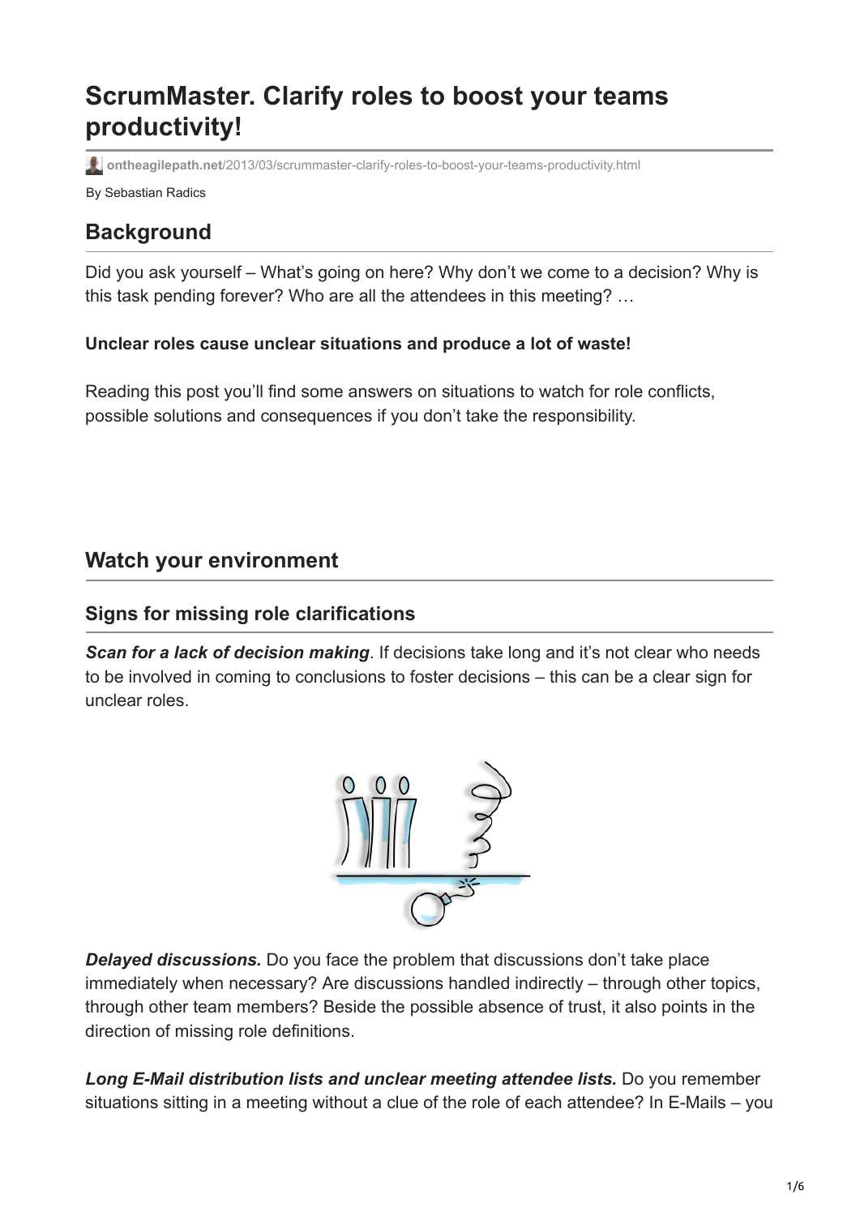# ScrumMaster. Clarify roles to boost your teams productivity!

ontheagilepath.net/2013/03/scrummaster-clarify-roles-to-boost-your-teams-productivity.html

By Sebastian Radics

## Background

Did you ask yourself – What's going on here? Why don't we come to a decision? Why is this task pending forever? Who are all the attendees in this meeting? …

**Unclear roles cause unclear situations and produce a lot of waste!**

Reading this post you'll find some answers on situations to watch for role conflicts, possible solutions and consequences if you don't take the responsibility.

## Watch your environment

### Signs for missing role clarifications

***Scan for a lack of decision making***. If decisions take long and it's not clear who needs to be involved in coming to conclusions to foster decisions – this can be a clear sign for unclear roles.

***Delayed discussions.*** Do you face the problem that discussions don't take place immediately when necessary? Are discussions handled indirectly – through other topics, through other team members? Beside the possible absence of trust, it also points in the direction of missing role definitions.

***Long E-Mail distribution lists and unclear meeting attendee lists.*** Do you remember situations sitting in a meeting without a clue of the role of each attendee? In E-Mails – you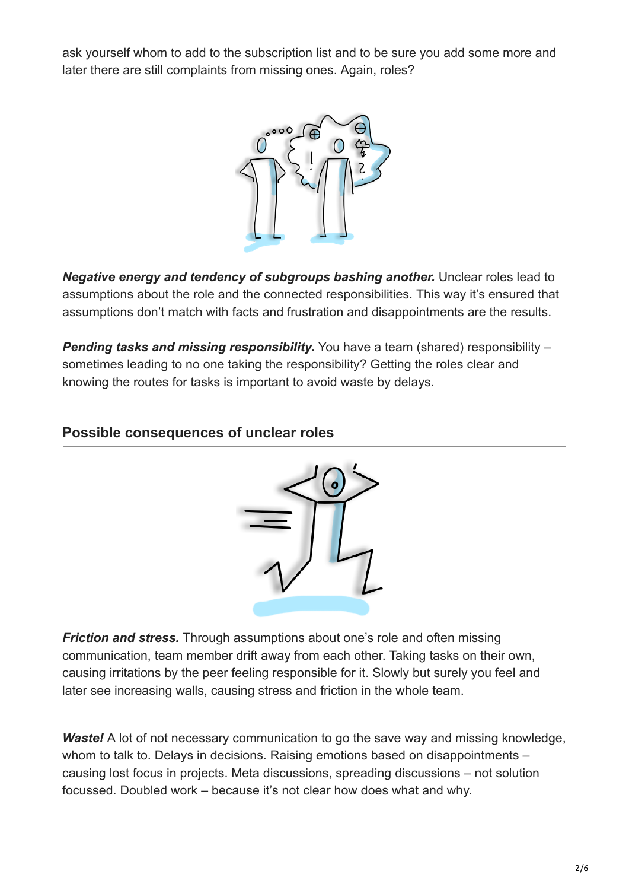ask yourself whom to add to the subscription list and to be sure you add some more and later there are still complaints from missing ones. Again, roles?

***Negative energy and tendency of subgroups bashing another.*** Unclear roles lead to assumptions about the role and the connected responsibilities. This way it's ensured that assumptions don't match with facts and frustration and disappointments are the results.

***Pending tasks and missing responsibility.*** You have a team (shared) responsibility – sometimes leading to no one taking the responsibility? Getting the roles clear and knowing the routes for tasks is important to avoid waste by delays.

## Possible consequences of unclear roles

***Friction and stress.*** Through assumptions about one's role and often missing communication, team member drift away from each other. Taking tasks on their own, causing irritations by the peer feeling responsible for it. Slowly but surely you feel and later see increasing walls, causing stress and friction in the whole team.

***Waste!*** A lot of not necessary communication to go the save way and missing knowledge, whom to talk to. Delays in decisions. Raising emotions based on disappointments – causing lost focus in projects. Meta discussions, spreading discussions – not solution focussed. Doubled work – because it's not clear how does what and why.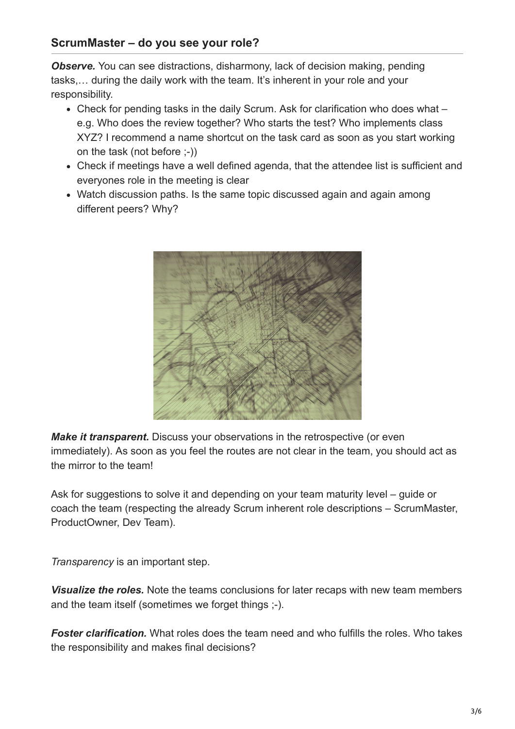## ScrumMaster – do you see your role?

***Observe.*** You can see distractions, disharmony, lack of decision making, pending tasks,… during the daily work with the team. It's inherent in your role and your responsibility.

- Check for pending tasks in the daily Scrum. Ask for clarification who does what – e.g. Who does the review together? Who starts the test? Who implements class XYZ? I recommend a name shortcut on the task card as soon as you start working on the task (not before ;-))
- Check if meetings have a well defined agenda, that the attendee list is sufficient and everyones role in the meeting is clear
- Watch discussion paths. Is the same topic discussed again and again among different peers? Why?

***Make it transparent.*** Discuss your observations in the retrospective (or even immediately). As soon as you feel the routes are not clear in the team, you should act as the mirror to the team!

Ask for suggestions to solve it and depending on your team maturity level – guide or coach the team (respecting the already Scrum inherent role descriptions – ScrumMaster, ProductOwner, Dev Team).

*Transparency* is an important step.

***Visualize the roles.*** Note the teams conclusions for later recaps with new team members and the team itself (sometimes we forget things ;-).

***Foster clarification.*** What roles does the team need and who fulfills the roles. Who takes the responsibility and makes final decisions?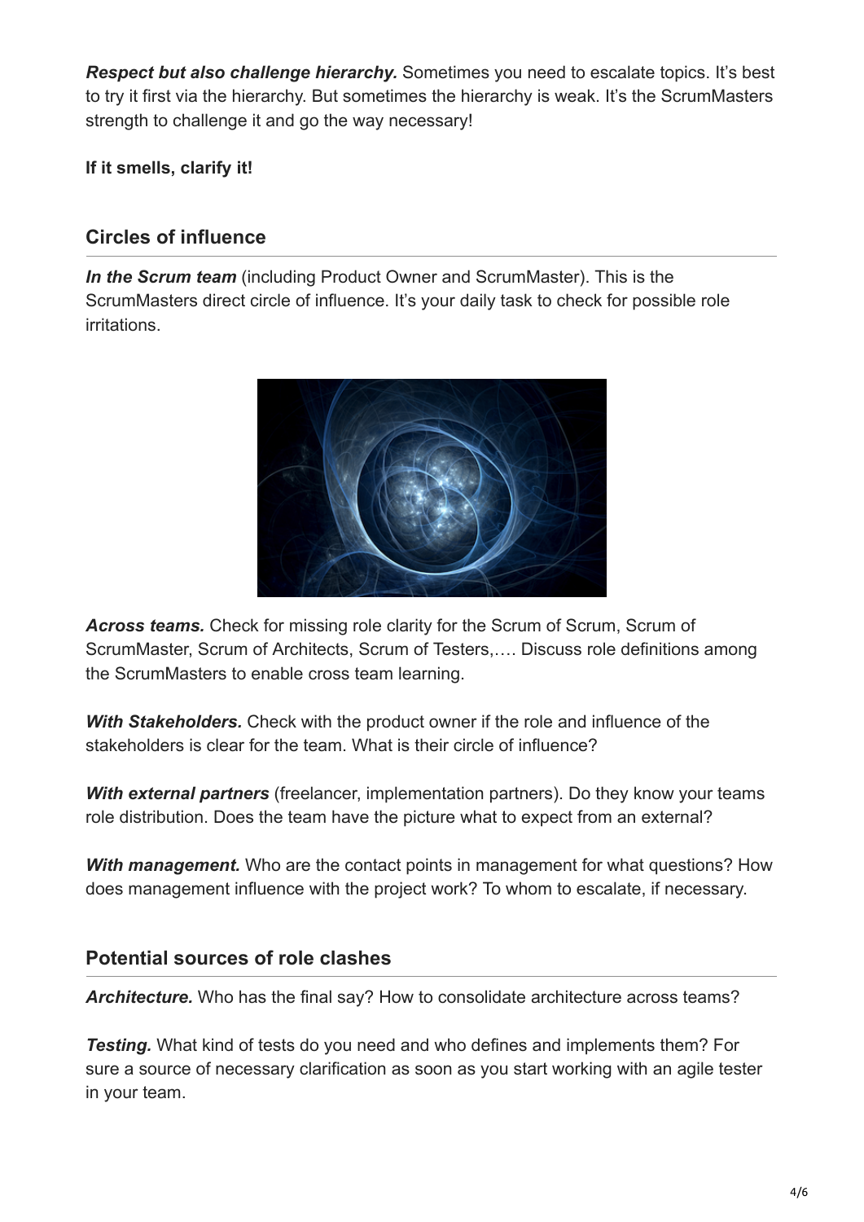***Respect but also challenge hierarchy.*** Sometimes you need to escalate topics. It's best to try it first via the hierarchy. But sometimes the hierarchy is weak. It's the ScrumMasters strength to challenge it and go the way necessary!

**If it smells, clarify it!**

## Circles of influence

***In the Scrum team*** (including Product Owner and ScrumMaster). This is the ScrumMasters direct circle of influence. It's your daily task to check for possible role irritations.

***Across teams.*** Check for missing role clarity for the Scrum of Scrum, Scrum of ScrumMaster, Scrum of Architects, Scrum of Testers,…. Discuss role definitions among the ScrumMasters to enable cross team learning.

***With Stakeholders.*** Check with the product owner if the role and influence of the stakeholders is clear for the team. What is their circle of influence?

***With external partners*** (freelancer, implementation partners). Do they know your teams role distribution. Does the team have the picture what to expect from an external?

***With management.*** Who are the contact points in management for what questions? How does management influence with the project work? To whom to escalate, if necessary.

## Potential sources of role clashes

***Architecture.*** Who has the final say? How to consolidate architecture across teams?

***Testing.*** What kind of tests do you need and who defines and implements them? For sure a source of necessary clarification as soon as you start working with an agile tester in your team.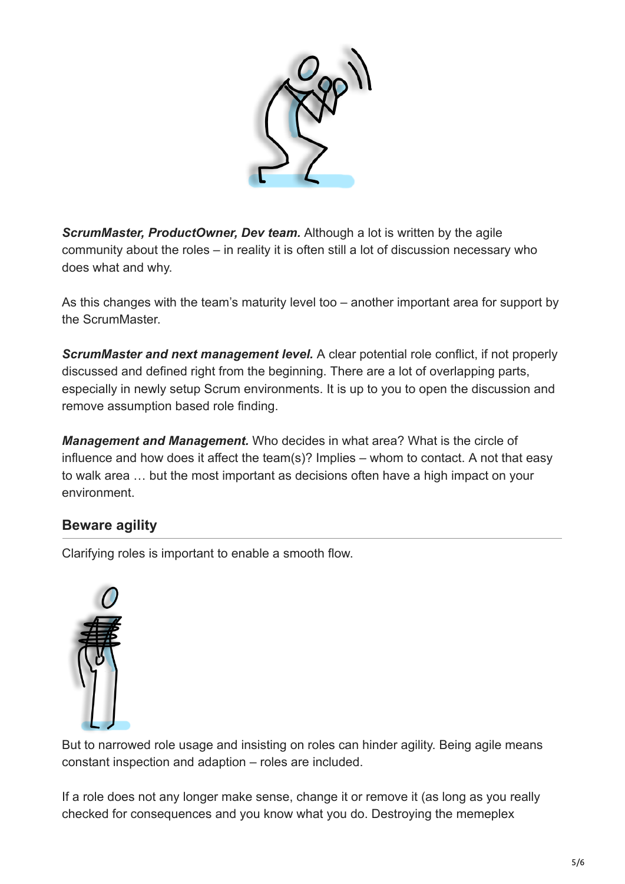***ScrumMaster, ProductOwner, Dev team.*** Although a lot is written by the agile community about the roles – in reality it is often still a lot of discussion necessary who does what and why.

As this changes with the team's maturity level too – another important area for support by the ScrumMaster.

***ScrumMaster and next management level.*** A clear potential role conflict, if not properly discussed and defined right from the beginning. There are a lot of overlapping parts, especially in newly setup Scrum environments. It is up to you to open the discussion and remove assumption based role finding.

***Management and Management.*** Who decides in what area? What is the circle of influence and how does it affect the team(s)? Implies – whom to contact. A not that easy to walk area … but the most important as decisions often have a high impact on your environment.

## Beware agility

Clarifying roles is important to enable a smooth flow.

But to narrowed role usage and insisting on roles can hinder agility. Being agile means constant inspection and adaption – roles are included.

If a role does not any longer make sense, change it or remove it (as long as you really checked for consequences and you know what you do. Destroying the memeplex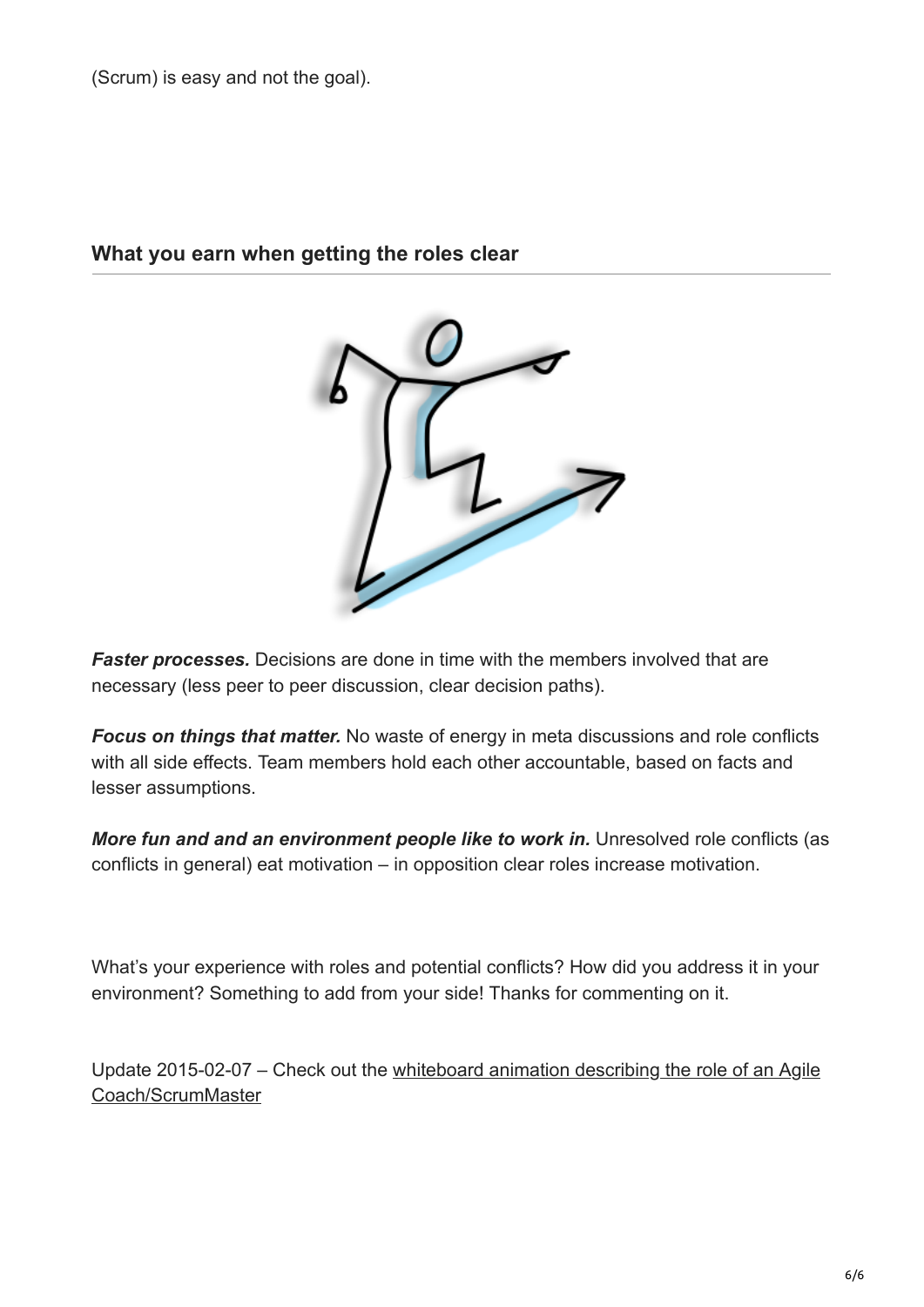(Scrum) is easy and not the goal).

## What you earn when getting the roles clear

***Faster processes.*** Decisions are done in time with the members involved that are necessary (less peer to peer discussion, clear decision paths).

***Focus on things that matter.*** No waste of energy in meta discussions and role conflicts with all side effects. Team members hold each other accountable, based on facts and lesser assumptions.

***More fun and and an environment people like to work in.*** Unresolved role conflicts (as conflicts in general) eat motivation – in opposition clear roles increase motivation.

What's your experience with roles and potential conflicts? How did you address it in your environment? Something to add from your side! Thanks for commenting on it.

Update 2015-02-07 – Check out the [whiteboard animation describing the role of an Agile Coach/ScrumMaster]()